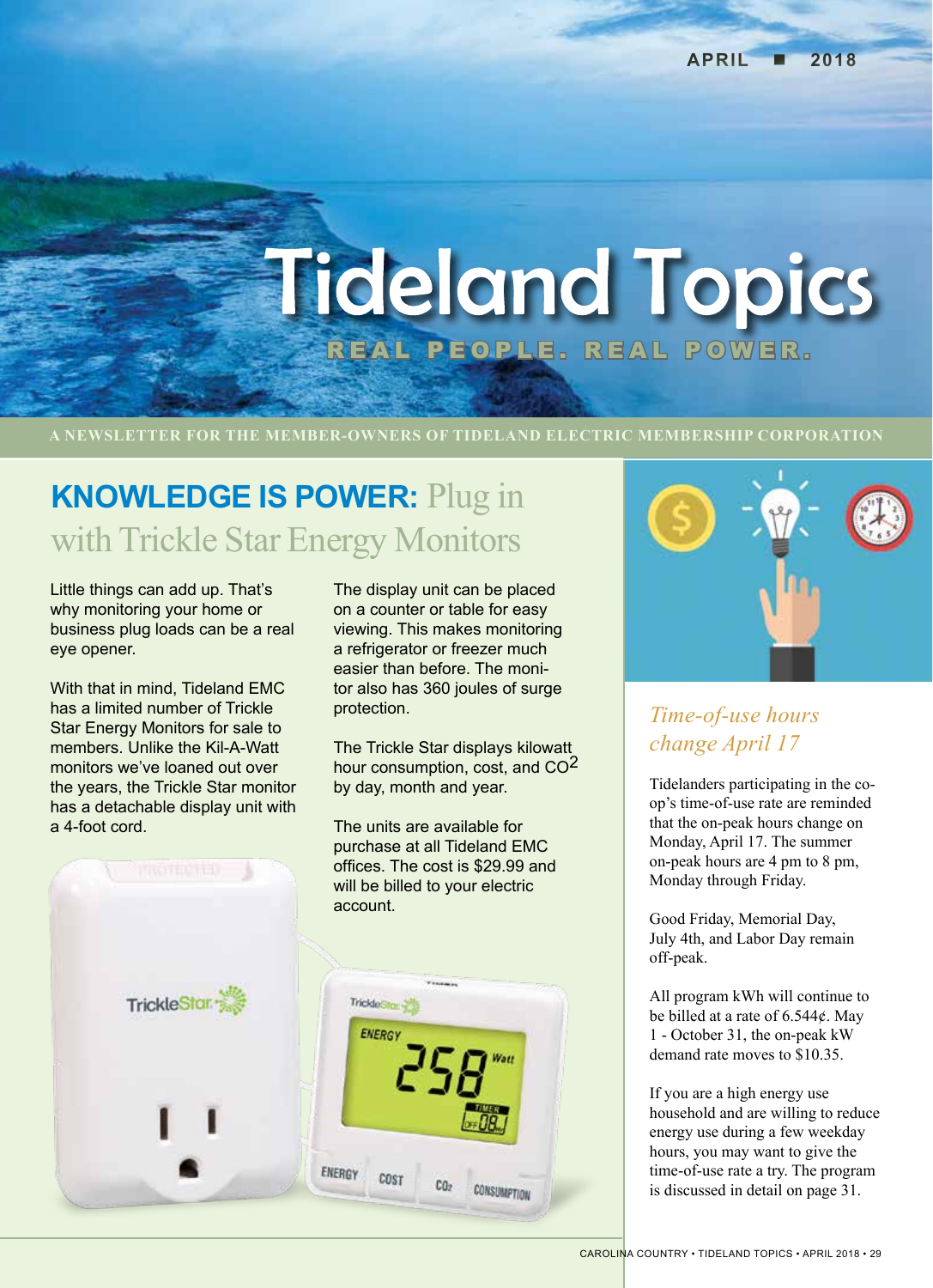APRIL ■ 2018

# Tideland Topics

REAL PEOPLE. REAL POWER.

A NEWSLETTER FOR THE MEMBER-OWNERS OF TIDELAND ELECTRIC MEMBERSHIP CORPORATION

## KNOWLEDGE IS POWER: Plug in with Trickle Star Energy Monitors

Little things can add up. That's why monitoring your home or business plug loads can be a real eye opener.

With that in mind, Tideland EMC has a limited number of Trickle Star Energy Monitors for sale to members. Unlike the Kil-A-Watt monitors we've loaned out over the years, the Trickle Star monitor has a detachable display unit with a 4-foot cord.

The display unit can be placed on a counter or table for easy viewing. This makes monitoring a refrigerator or freezer much easier than before. The monitor also has 360 joules of surge protection.

The Trickle Star displays kilowatt hour consumption, cost, and $CO^2$ by day, month and year.

The units are available for purchase at all Tideland EMC offices. The cost is $29.99 and will be billed to your electric account.

## *Time-of-use hours change April 17*

Tidelanders participating in the co-op's time-of-use rate are reminded that the on-peak hours change on Monday, April 17. The summer on-peak hours are 4 pm to 8 pm, Monday through Friday.

Good Friday, Memorial Day, July 4th, and Labor Day remain off-peak.

All program kWh will continue to be billed at a rate of 6.544¢. May 1 - October 31, the on-peak kW demand rate moves to $10.35.

If you are a high energy use household and are willing to reduce energy use during a few weekday hours, you may want to give the time-of-use rate a try. The program is discussed in detail on page 31.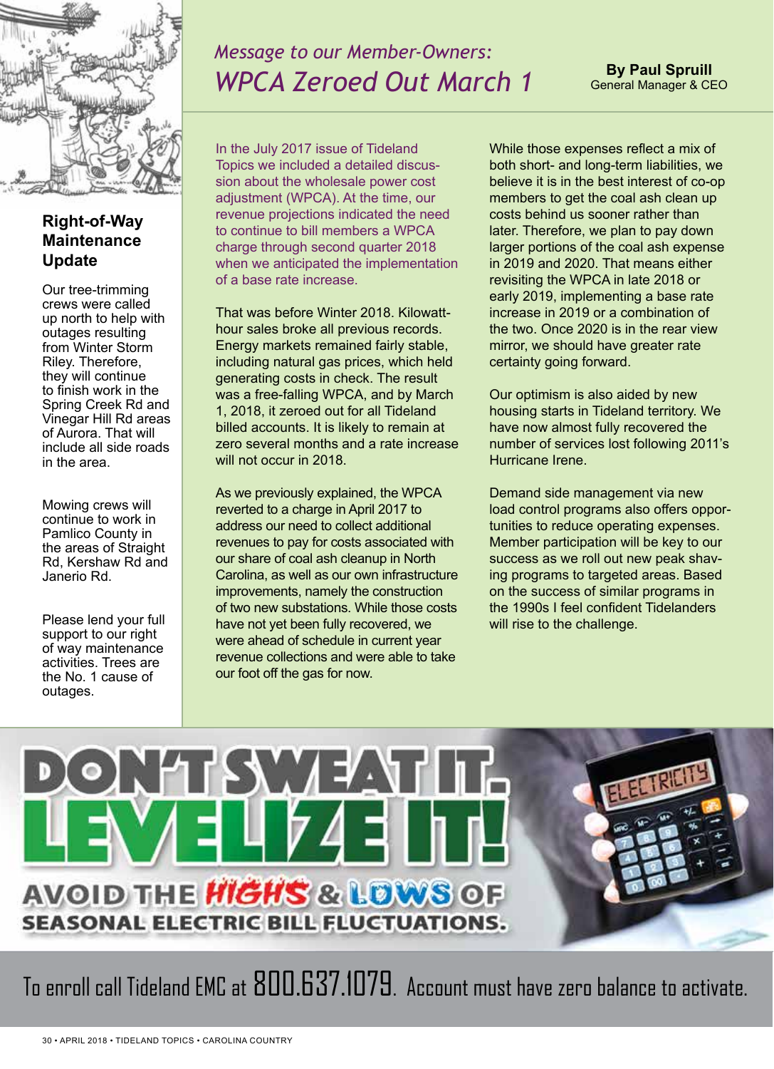## Right-of-Way Maintenance Update

Our tree-trimming crews were called up north to help with outages resulting from Winter Storm Riley. Therefore, they will continue to finish work in the Spring Creek Rd and Vinegar Hill Rd areas of Aurora. That will include all side roads in the area.

Mowing crews will continue to work in Pamlico County in the areas of Straight Rd, Kershaw Rd and Janerio Rd.

Please lend your full support to our right of way maintenance activities. Trees are the No. 1 cause of outages.

# *Message to our Member-Owners:* *WPCA Zeroed Out March 1*

**By Paul Spruill**
General Manager & CEO

In the July 2017 issue of Tideland Topics we included a detailed discussion about the wholesale power cost adjustment (WPCA). At the time, our revenue projections indicated the need to continue to bill members a WPCA charge through second quarter 2018 when we anticipated the implementation of a base rate increase.

That was before Winter 2018. Kilowatt-hour sales broke all previous records. Energy markets remained fairly stable, including natural gas prices, which held generating costs in check. The result was a free-falling WPCA, and by March 1, 2018, it zeroed out for all Tideland billed accounts. It is likely to remain at zero several months and a rate increase will not occur in 2018.

As we previously explained, the WPCA reverted to a charge in April 2017 to address our need to collect additional revenues to pay for costs associated with our share of coal ash cleanup in North Carolina, as well as our own infrastructure improvements, namely the construction of two new substations. While those costs have not yet been fully recovered, we were ahead of schedule in current year revenue collections and were able to take our foot off the gas for now.

While those expenses reflect a mix of both short- and long-term liabilities, we believe it is in the best interest of co-op members to get the coal ash clean up costs behind us sooner rather than later. Therefore, we plan to pay down larger portions of the coal ash expense in 2019 and 2020. That means either revisiting the WPCA in late 2018 or early 2019, implementing a base rate increase in 2019 or a combination of the two. Once 2020 is in the rear view mirror, we should have greater rate certainty going forward.

Our optimism is also aided by new housing starts in Tideland territory. We have now almost fully recovered the number of services lost following 2011's Hurricane Irene.

Demand side management via new load control programs also offers opportunities to reduce operating expenses. Member participation will be key to our success as we roll out new peak shaving programs to targeted areas. Based on the success of similar programs in the 1990s I feel confident Tidelanders will rise to the challenge.

# DON'T SWEAT IT. LEVELIZE IT!

## AVOID THE HIGHS & LOWS OF SEASONAL ELECTRIC BILL FLUCTUATIONS.

To enroll call Tideland EMC at 800.637.1079. Account must have zero balance to activate.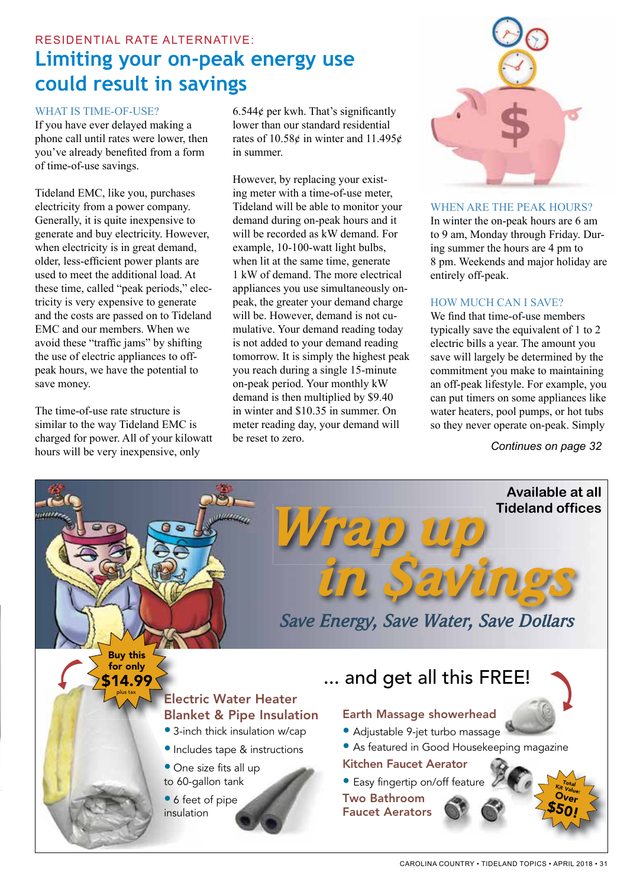RESIDENTIAL RATE ALTERNATIVE:

# Limiting your on-peak energy use could result in savings

### WHAT IS TIME-OF-USE?

If you have ever delayed making a phone call until rates were lower, then you've already benefited from a form of time-of-use savings.

Tideland EMC, like you, purchases electricity from a power company. Generally, it is quite inexpensive to generate and buy electricity. However, when electricity is in great demand, older, less-efficient power plants are used to meet the additional load. At these time, called "peak periods," electricity is very expensive to generate and the costs are passed on to Tideland EMC and our members. When we avoid these "traffic jams" by shifting the use of electric appliances to off-peak hours, we have the potential to save money.

The time-of-use rate structure is similar to the way Tideland EMC is charged for power. All of your kilowatt hours will be very inexpensive, only 6.544¢ per kwh. That's significantly lower than our standard residential rates of 10.58¢ in winter and 11.495¢ in summer.

However, by replacing your existing meter with a time-of-use meter, Tideland will be able to monitor your demand during on-peak hours and it will be recorded as kW demand. For example, 10-100-watt light bulbs, when lit at the same time, generate 1 kW of demand. The more electrical appliances you use simultaneously on-peak, the greater your demand charge will be. However, demand is not cumulative. Your demand reading today is not added to your demand reading tomorrow. It is simply the highest peak you reach during a single 15-minute on-peak period. Your monthly kW demand is then multiplied by $9.40 in winter and $10.35 in summer. On meter reading day, your demand will be reset to zero.

### WHEN ARE THE PEAK HOURS?

In winter the on-peak hours are 6 am to 9 am, Monday through Friday. During summer the hours are 4 pm to 8 pm. Weekends and major holiday are entirely off-peak.

### HOW MUCH CAN I SAVE?

We find that time-of-use members typically save the equivalent of 1 to 2 electric bills a year. The amount you save will largely be determined by the commitment you make to maintaining an off-peak lifestyle. For example, you can put timers on some appliances like water heaters, pool pumps, or hot tubs so they never operate on-peak. Simply

*Continues on page 32*

---

**Available at all Tideland offices**

## *Wrap up in $avings*

*Save Energy, Save Water, Save Dollars*

**Buy this for only $14.99** plus tax

### Electric Water Heater Blanket & Pipe Insulation

- 3-inch thick insulation w/cap
- Includes tape & instructions
- One size fits all up to 60-gallon tank
- 6 feet of pipe insulation

### ... and get all this FREE!

**Earth Massage showerhead**

- Adjustable 9-jet turbo massage
- As featured in Good Housekeeping magazine

**Kitchen Faucet Aerator**

- Easy fingertip on/off feature

**Two Bathroom Faucet Aerators**

**Total Kit Value: Over $50!**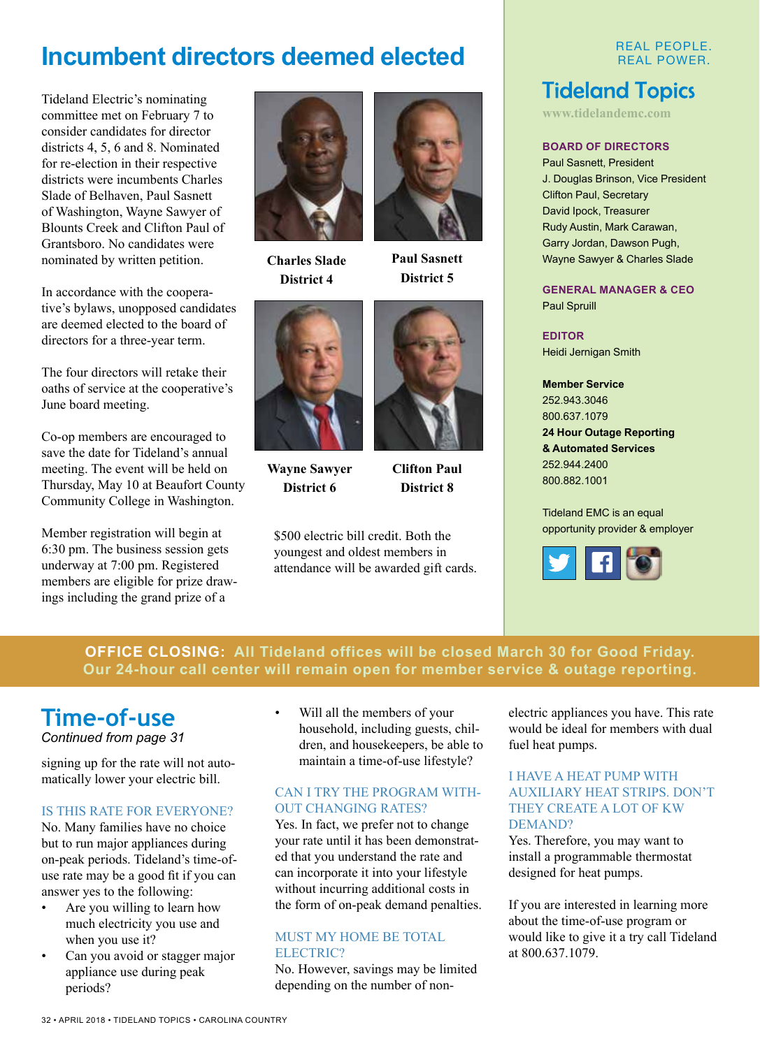# Incumbent directors deemed elected

Tideland Electric's nominating committee met on February 7 to consider candidates for director districts 4, 5, 6 and 8. Nominated for re-election in their respective districts were incumbents Charles Slade of Belhaven, Paul Sasnett of Washington, Wayne Sawyer of Blounts Creek and Clifton Paul of Grantsboro. No candidates were nominated by written petition.

In accordance with the cooperative's bylaws, unopposed candidates are deemed elected to the board of directors for a three-year term.

The four directors will retake their oaths of service at the cooperative's June board meeting.

Co-op members are encouraged to save the date for Tideland's annual meeting. The event will be held on Thursday, May 10 at Beaufort County Community College in Washington.

Member registration will begin at 6:30 pm. The business session gets underway at 7:00 pm. Registered members are eligible for prize drawings including the grand prize of a $500 electric bill credit. Both the youngest and oldest members in attendance will be awarded gift cards.

**Charles Slade**
**District 4**

**Paul Sasnett**
**District 5**

**Wayne Sawyer**
**District 6**

**Clifton Paul**
**District 8**

REAL PEOPLE.
REAL POWER.

## Tideland Topics

www.tidelandemc.com

**BOARD OF DIRECTORS**
Paul Sasnett, President
J. Douglas Brinson, Vice President
Clifton Paul, Secretary
David Ipock, Treasurer
Rudy Austin, Mark Carawan,
Garry Jordan, Dawson Pugh,
Wayne Sawyer & Charles Slade

**GENERAL MANAGER & CEO**
Paul Spruill

**EDITOR**
Heidi Jernigan Smith

**Member Service**
252.943.3046
800.637.1079

**24 Hour Outage Reporting & Automated Services**
252.944.2400
800.882.1001

Tideland EMC is an equal opportunity provider & employer

**OFFICE CLOSING: All Tideland offices will be closed March 30 for Good Friday. Our 24-hour call center will remain open for member service & outage reporting.**

# Time-of-use

*Continued from page 31*

signing up for the rate will not automatically lower your electric bill.

### IS THIS RATE FOR EVERYONE?

No. Many families have no choice but to run major appliances during on-peak periods. Tideland's time-of-use rate may be a good fit if you can answer yes to the following:

- Are you willing to learn how much electricity you use and when you use it?
- Can you avoid or stagger major appliance use during peak periods?
- Will all the members of your household, including guests, children, and housekeepers, be able to maintain a time-of-use lifestyle?

### CAN I TRY THE PROGRAM WITHOUT CHANGING RATES?

Yes. In fact, we prefer not to change your rate until it has been demonstrated that you understand the rate and can incorporate it into your lifestyle without incurring additional costs in the form of on-peak demand penalties.

### MUST MY HOME BE TOTAL ELECTRIC?

No. However, savings may be limited depending on the number of non-electric appliances you have. This rate would be ideal for members with dual fuel heat pumps.

### I HAVE A HEAT PUMP WITH AUXILIARY HEAT STRIPS. DON'T THEY CREATE A LOT OF KW DEMAND?

Yes. Therefore, you may want to install a programmable thermostat designed for heat pumps.

If you are interested in learning more about the time-of-use program or would like to give it a try call Tideland at 800.637.1079.